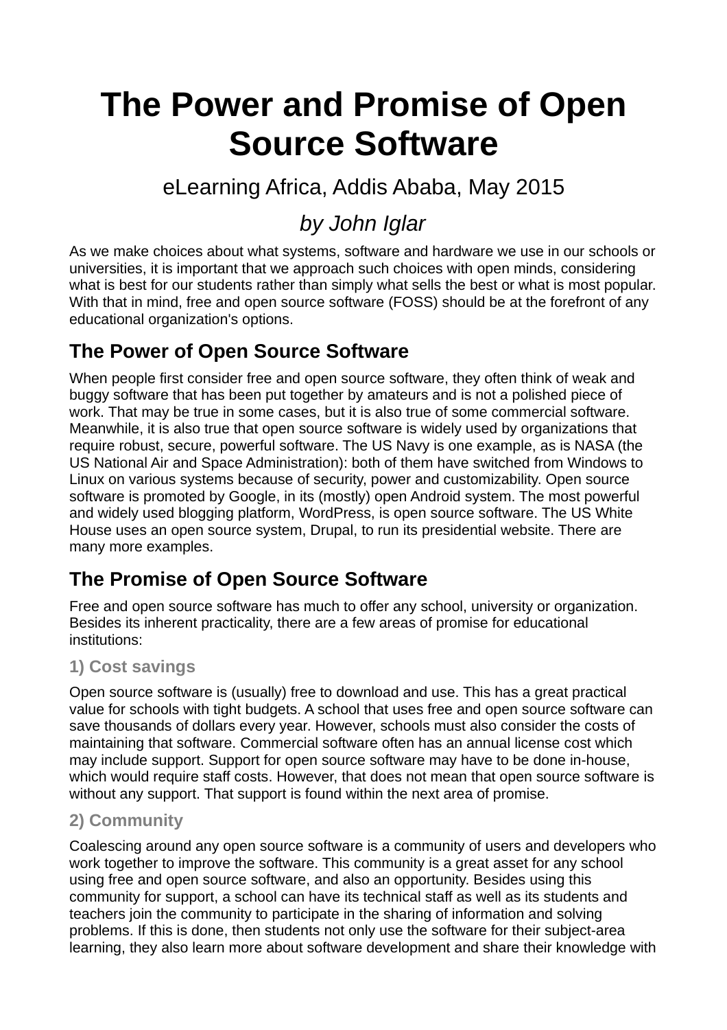# The Power and Promise of Open Source Software

eLearning Africa, Addis Ababa, May 2015

*by John Iglar*

As we make choices about what systems, software and hardware we use in our schools or universities, it is important that we approach such choices with open minds, considering what is best for our students rather than simply what sells the best or what is most popular. With that in mind, free and open source software (FOSS) should be at the forefront of any educational organization's options.

## The Power of Open Source Software

When people first consider free and open source software, they often think of weak and buggy software that has been put together by amateurs and is not a polished piece of work. That may be true in some cases, but it is also true of some commercial software. Meanwhile, it is also true that open source software is widely used by organizations that require robust, secure, powerful software. The US Navy is one example, as is NASA (the US National Air and Space Administration): both of them have switched from Windows to Linux on various systems because of security, power and customizability. Open source software is promoted by Google, in its (mostly) open Android system. The most powerful and widely used blogging platform, WordPress, is open source software. The US White House uses an open source system, Drupal, to run its presidential website. There are many more examples.

## The Promise of Open Source Software

Free and open source software has much to offer any school, university or organization. Besides its inherent practicality, there are a few areas of promise for educational institutions:

### 1) Cost savings

Open source software is (usually) free to download and use. This has a great practical value for schools with tight budgets. A school that uses free and open source software can save thousands of dollars every year. However, schools must also consider the costs of maintaining that software. Commercial software often has an annual license cost which may include support. Support for open source software may have to be done in-house, which would require staff costs. However, that does not mean that open source software is without any support. That support is found within the next area of promise.

### 2) Community

Coalescing around any open source software is a community of users and developers who work together to improve the software. This community is a great asset for any school using free and open source software, and also an opportunity. Besides using this community for support, a school can have its technical staff as well as its students and teachers join the community to participate in the sharing of information and solving problems. If this is done, then students not only use the software for their subject-area learning, they also learn more about software development and share their knowledge with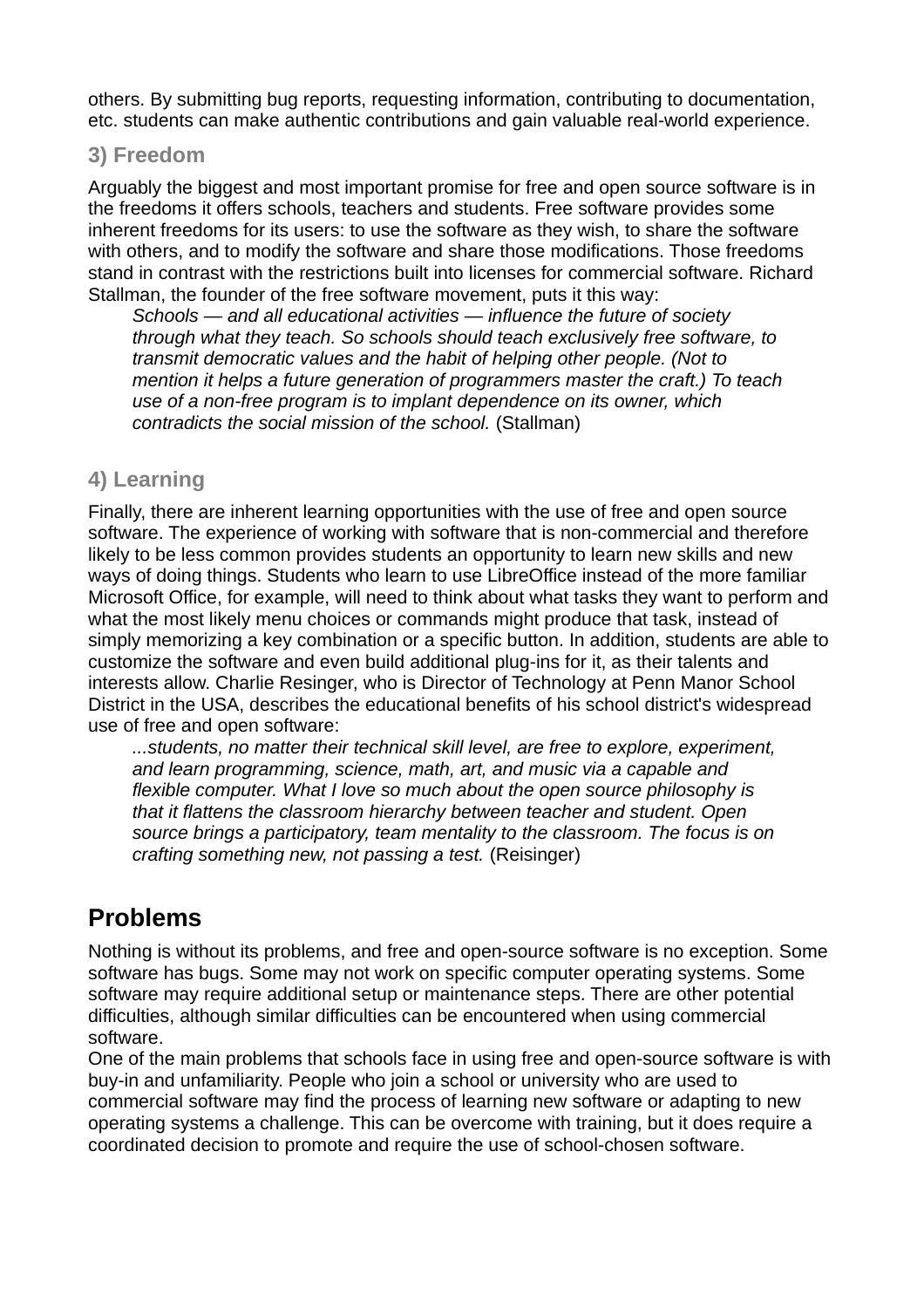others. By submitting bug reports, requesting information, contributing to documentation, etc. students can make authentic contributions and gain valuable real-world experience.

### 3) Freedom

Arguably the biggest and most important promise for free and open source software is in the freedoms it offers schools, teachers and students. Free software provides some inherent freedoms for its users: to use the software as they wish, to share the software with others, and to modify the software and share those modifications. Those freedoms stand in contrast with the restrictions built into licenses for commercial software. Richard Stallman, the founder of the free software movement, puts it this way:

> *Schools — and all educational activities — influence the future of society through what they teach. So schools should teach exclusively free software, to transmit democratic values and the habit of helping other people. (Not to mention it helps a future generation of programmers master the craft.) To teach use of a non-free program is to implant dependence on its owner, which contradicts the social mission of the school.* (Stallman)

### 4) Learning

Finally, there are inherent learning opportunities with the use of free and open source software. The experience of working with software that is non-commercial and therefore likely to be less common provides students an opportunity to learn new skills and new ways of doing things. Students who learn to use LibreOffice instead of the more familiar Microsoft Office, for example, will need to think about what tasks they want to perform and what the most likely menu choices or commands might produce that task, instead of simply memorizing a key combination or a specific button. In addition, students are able to customize the software and even build additional plug-ins for it, as their talents and interests allow. Charlie Resinger, who is Director of Technology at Penn Manor School District in the USA, describes the educational benefits of his school district's widespread use of free and open software:

> *...students, no matter their technical skill level, are free to explore, experiment, and learn programming, science, math, art, and music via a capable and flexible computer. What I love so much about the open source philosophy is that it flattens the classroom hierarchy between teacher and student. Open source brings a participatory, team mentality to the classroom. The focus is on crafting something new, not passing a test.* (Reisinger)

## Problems

Nothing is without its problems, and free and open-source software is no exception. Some software has bugs. Some may not work on specific computer operating systems. Some software may require additional setup or maintenance steps. There are other potential difficulties, although similar difficulties can be encountered when using commercial software.

One of the main problems that schools face in using free and open-source software is with buy-in and unfamiliarity. People who join a school or university who are used to commercial software may find the process of learning new software or adapting to new operating systems a challenge. This can be overcome with training, but it does require a coordinated decision to promote and require the use of school-chosen software.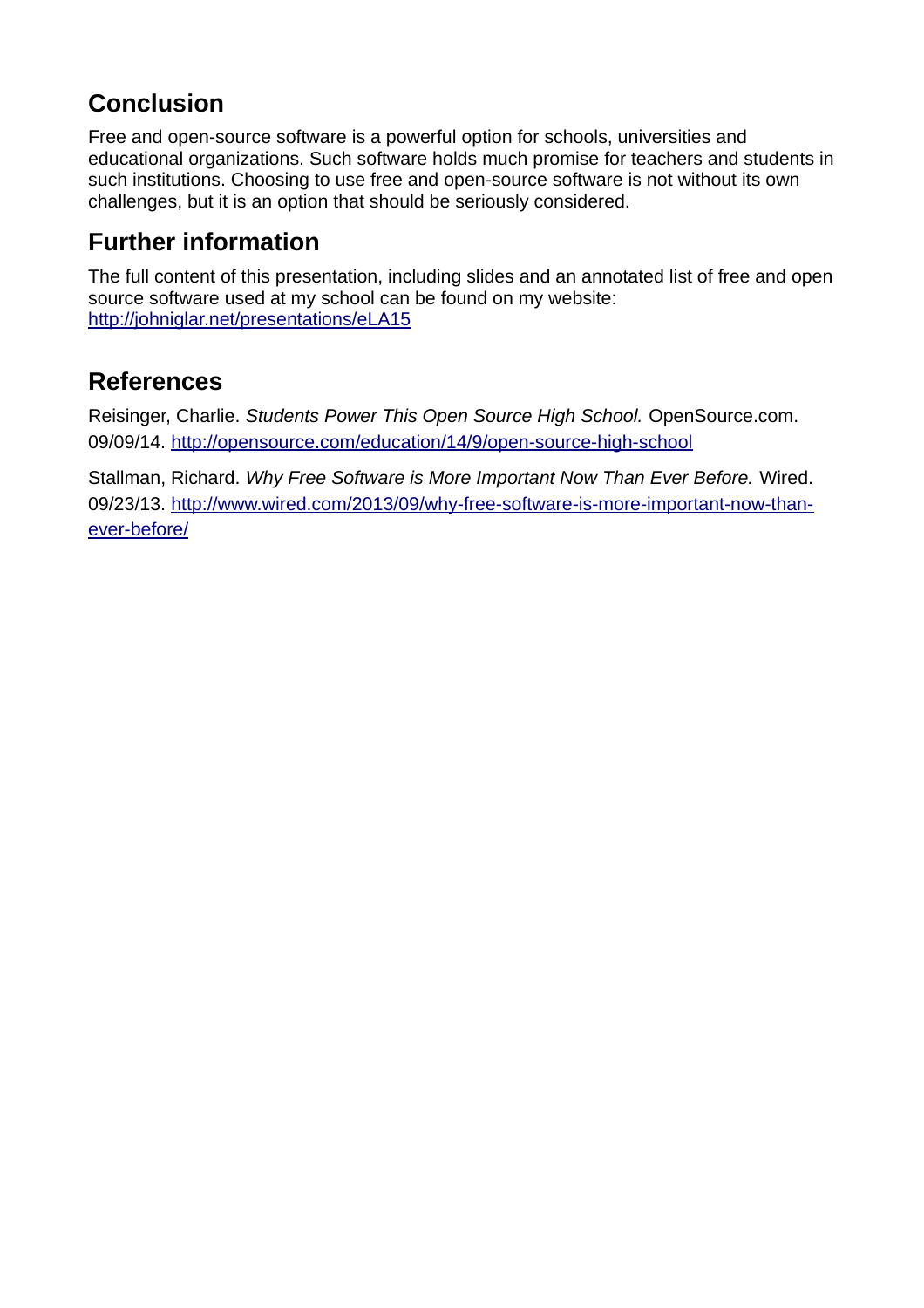## Conclusion

Free and open-source software is a powerful option for schools, universities and educational organizations. Such software holds much promise for teachers and students in such institutions. Choosing to use free and open-source software is not without its own challenges, but it is an option that should be seriously considered.

## Further information

The full content of this presentation, including slides and an annotated list of free and open source software used at my school can be found on my website: http://johniglar.net/presentations/eLA15

## References

Reisinger, Charlie. *Students Power This Open Source High School.* OpenSource.com. 09/09/14. http://opensource.com/education/14/9/open-source-high-school

Stallman, Richard. *Why Free Software is More Important Now Than Ever Before.* Wired. 09/23/13. http://www.wired.com/2013/09/why-free-software-is-more-important-now-than-ever-before/